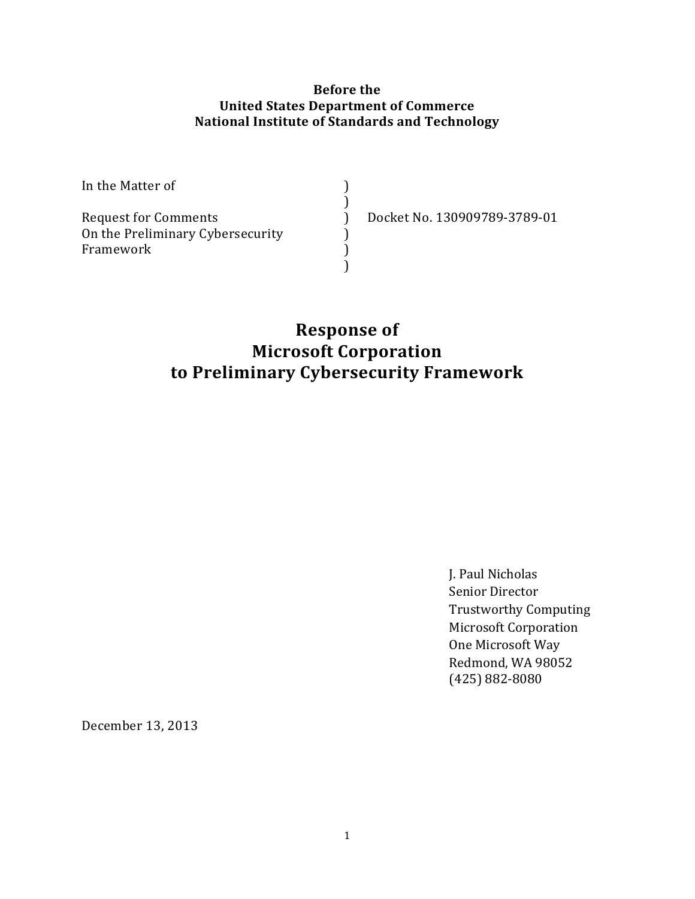**Before the**
**United States Department of Commerce**
**National Institute of Standards and Technology**

| | | |
|---|---|---|
| In the Matter of | ) | |
| | ) | |
| Request for Comments | ) | Docket No. 130909789-3789-01 |
| On the Preliminary Cybersecurity | ) | |
| Framework | ) | |
| | ) | |

# Response of Microsoft Corporation to Preliminary Cybersecurity Framework

J. Paul Nicholas
Senior Director
Trustworthy Computing
Microsoft Corporation
One Microsoft Way
Redmond, WA 98052
(425) 882-8080

December 13, 2013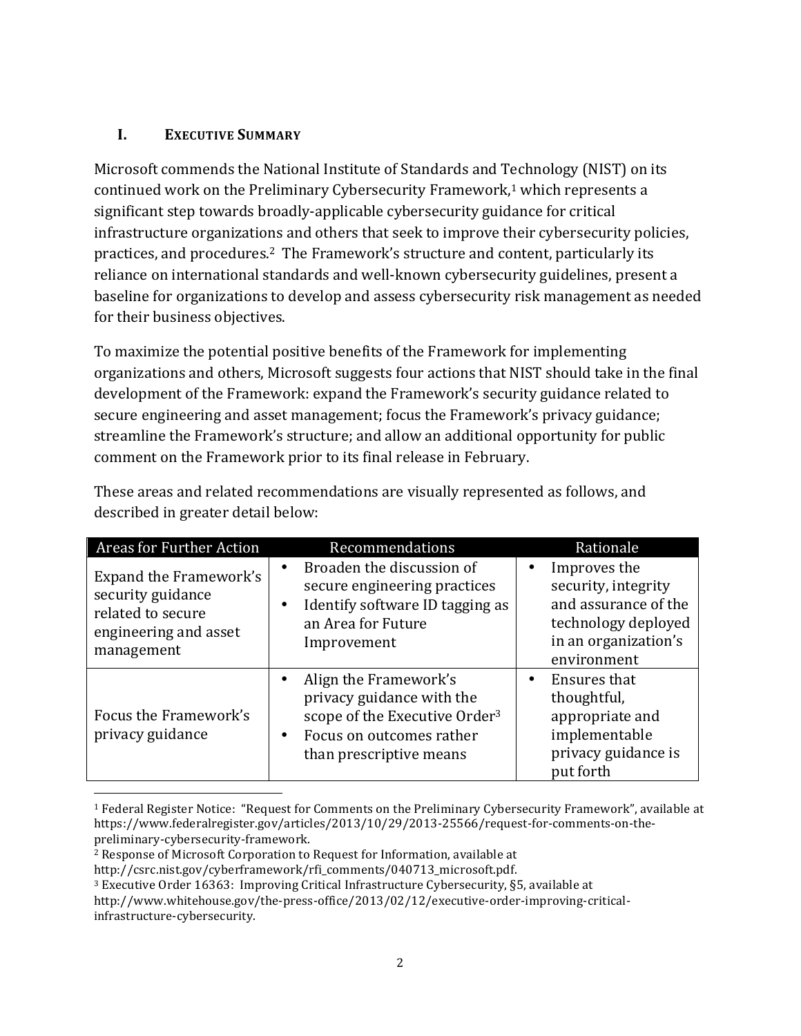## I. Executive Summary

Microsoft commends the National Institute of Standards and Technology (NIST) on its continued work on the Preliminary Cybersecurity Framework,[1] which represents a significant step towards broadly-applicable cybersecurity guidance for critical infrastructure organizations and others that seek to improve their cybersecurity policies, practices, and procedures.[2] The Framework's structure and content, particularly its reliance on international standards and well-known cybersecurity guidelines, present a baseline for organizations to develop and assess cybersecurity risk management as needed for their business objectives.

To maximize the potential positive benefits of the Framework for implementing organizations and others, Microsoft suggests four actions that NIST should take in the final development of the Framework: expand the Framework's security guidance related to secure engineering and asset management; focus the Framework's privacy guidance; streamline the Framework's structure; and allow an additional opportunity for public comment on the Framework prior to its final release in February.

These areas and related recommendations are visually represented as follows, and described in greater detail below:

| Areas for Further Action | Recommendations | Rationale |
| --- | --- | --- |
| Expand the Framework's security guidance related to secure engineering and asset management | • Broaden the discussion of secure engineering practices<br>• Identify software ID tagging as an Area for Future Improvement | • Improves the security, integrity and assurance of the technology deployed in an organization's environment |
| Focus the Framework's privacy guidance | • Align the Framework's privacy guidance with the scope of the Executive Order[3]<br>• Focus on outcomes rather than prescriptive means | • Ensures that thoughtful, appropriate and implementable privacy guidance is put forth |

---

[1] Federal Register Notice: "Request for Comments on the Preliminary Cybersecurity Framework", available at https://www.federalregister.gov/articles/2013/10/29/2013-25566/request-for-comments-on-the-preliminary-cybersecurity-framework.

[2] Response of Microsoft Corporation to Request for Information, available at http://csrc.nist.gov/cyberframework/rfi_comments/040713_microsoft.pdf.

[3] Executive Order 16363: Improving Critical Infrastructure Cybersecurity, §5, available at http://www.whitehouse.gov/the-press-office/2013/02/12/executive-order-improving-critical-infrastructure-cybersecurity.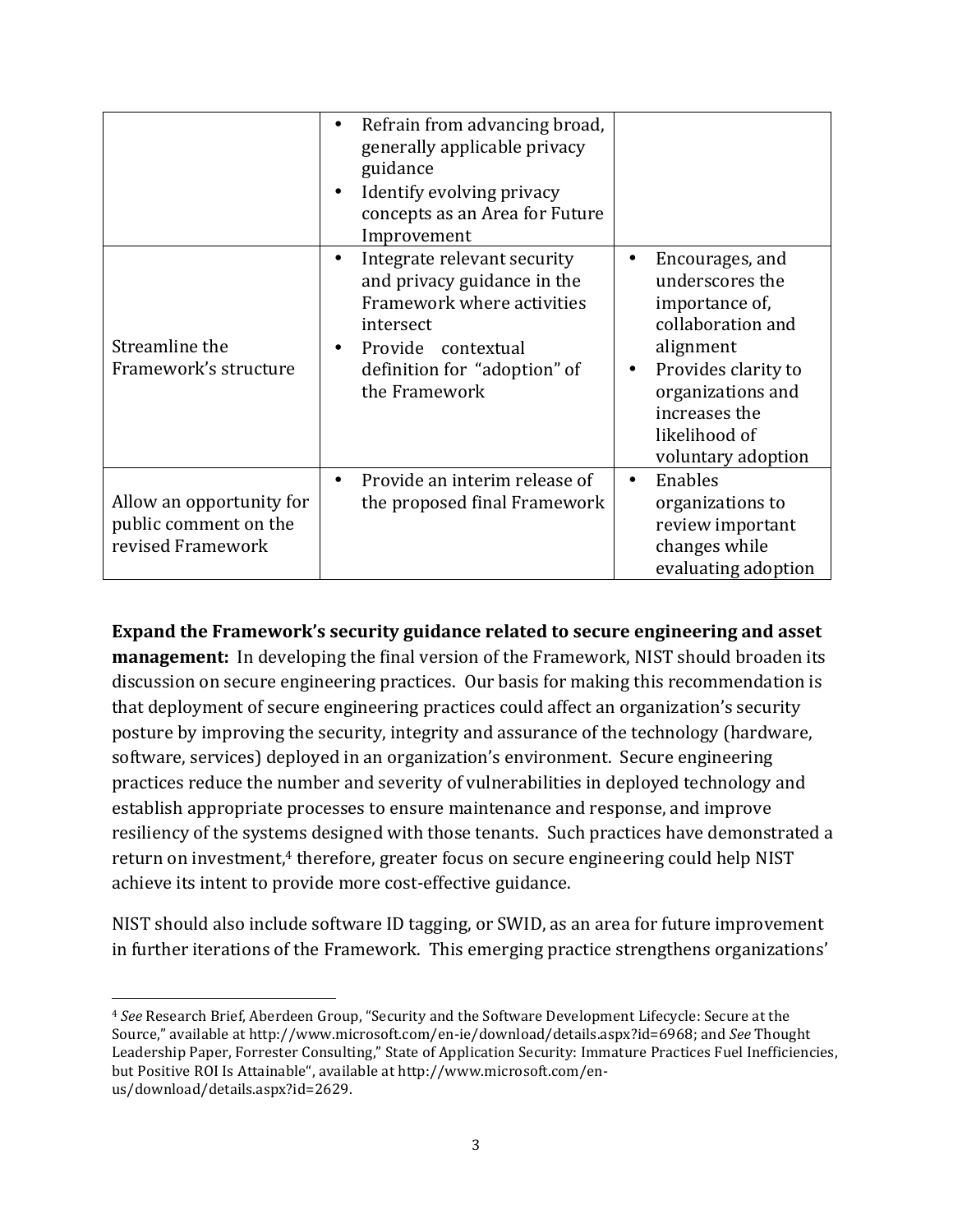| | | |
|---|---|---|
| | • Refrain from advancing broad, generally applicable privacy guidance<br>• Identify evolving privacy concepts as an Area for Future Improvement | |
| Streamline the Framework's structure | • Integrate relevant security and privacy guidance in the Framework where activities intersect<br>• Provide contextual definition for "adoption" of the Framework | • Encourages, and underscores the importance of, collaboration and alignment<br>• Provides clarity to organizations and increases the likelihood of voluntary adoption |
| Allow an opportunity for public comment on the revised Framework | • Provide an interim release of the proposed final Framework | • Enables organizations to review important changes while evaluating adoption |

**Expand the Framework's security guidance related to secure engineering and asset management:** In developing the final version of the Framework, NIST should broaden its discussion on secure engineering practices. Our basis for making this recommendation is that deployment of secure engineering practices could affect an organization's security posture by improving the security, integrity and assurance of the technology (hardware, software, services) deployed in an organization's environment. Secure engineering practices reduce the number and severity of vulnerabilities in deployed technology and establish appropriate processes to ensure maintenance and response, and improve resiliency of the systems designed with those tenants. Such practices have demonstrated a return on investment,[4] therefore, greater focus on secure engineering could help NIST achieve its intent to provide more cost-effective guidance.

NIST should also include software ID tagging, or SWID, as an area for future improvement in further iterations of the Framework. This emerging practice strengthens organizations'

---

[4] *See* Research Brief, Aberdeen Group, "Security and the Software Development Lifecycle: Secure at the Source," available at http://www.microsoft.com/en-ie/download/details.aspx?id=6968; and *See* Thought Leadership Paper, Forrester Consulting," State of Application Security: Immature Practices Fuel Inefficiencies, but Positive ROI Is Attainable", available at http://www.microsoft.com/en-us/download/details.aspx?id=2629.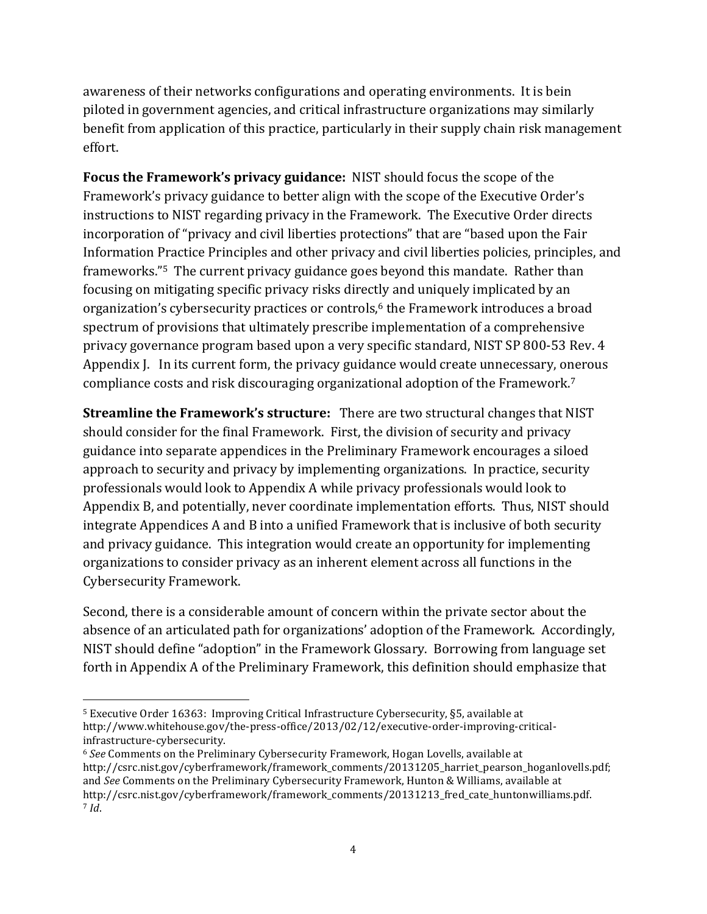awareness of their networks configurations and operating environments. It is bein piloted in government agencies, and critical infrastructure organizations may similarly benefit from application of this practice, particularly in their supply chain risk management effort.

**Focus the Framework's privacy guidance:** NIST should focus the scope of the Framework's privacy guidance to better align with the scope of the Executive Order's instructions to NIST regarding privacy in the Framework. The Executive Order directs incorporation of "privacy and civil liberties protections" that are "based upon the Fair Information Practice Principles and other privacy and civil liberties policies, principles, and frameworks."[5] The current privacy guidance goes beyond this mandate. Rather than focusing on mitigating specific privacy risks directly and uniquely implicated by an organization's cybersecurity practices or controls,[6] the Framework introduces a broad spectrum of provisions that ultimately prescribe implementation of a comprehensive privacy governance program based upon a very specific standard, NIST SP 800-53 Rev. 4 Appendix J. In its current form, the privacy guidance would create unnecessary, onerous compliance costs and risk discouraging organizational adoption of the Framework.[7]

**Streamline the Framework's structure:** There are two structural changes that NIST should consider for the final Framework. First, the division of security and privacy guidance into separate appendices in the Preliminary Framework encourages a siloed approach to security and privacy by implementing organizations. In practice, security professionals would look to Appendix A while privacy professionals would look to Appendix B, and potentially, never coordinate implementation efforts. Thus, NIST should integrate Appendices A and B into a unified Framework that is inclusive of both security and privacy guidance. This integration would create an opportunity for implementing organizations to consider privacy as an inherent element across all functions in the Cybersecurity Framework.

Second, there is a considerable amount of concern within the private sector about the absence of an articulated path for organizations' adoption of the Framework. Accordingly, NIST should define "adoption" in the Framework Glossary. Borrowing from language set forth in Appendix A of the Preliminary Framework, this definition should emphasize that

---

[5] Executive Order 16363: Improving Critical Infrastructure Cybersecurity, §5, available at http://www.whitehouse.gov/the-press-office/2013/02/12/executive-order-improving-critical-infrastructure-cybersecurity.

[6] *See* Comments on the Preliminary Cybersecurity Framework, Hogan Lovells, available at http://csrc.nist.gov/cyberframework/framework_comments/20131205_harriet_pearson_hoganlovells.pdf; and *See* Comments on the Preliminary Cybersecurity Framework, Hunton & Williams, available at http://csrc.nist.gov/cyberframework/framework_comments/20131213_fred_cate_huntonwilliams.pdf.

[7] *Id*.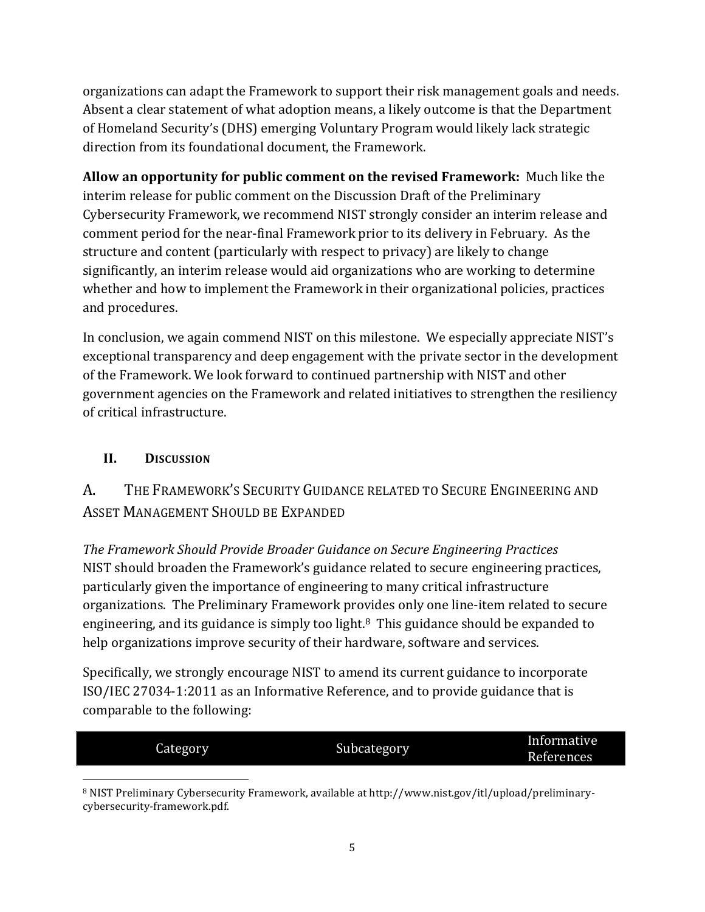organizations can adapt the Framework to support their risk management goals and needs. Absent a clear statement of what adoption means, a likely outcome is that the Department of Homeland Security's (DHS) emerging Voluntary Program would likely lack strategic direction from its foundational document, the Framework.

**Allow an opportunity for public comment on the revised Framework:** Much like the interim release for public comment on the Discussion Draft of the Preliminary Cybersecurity Framework, we recommend NIST strongly consider an interim release and comment period for the near-final Framework prior to its delivery in February. As the structure and content (particularly with respect to privacy) are likely to change significantly, an interim release would aid organizations who are working to determine whether and how to implement the Framework in their organizational policies, practices and procedures.

In conclusion, we again commend NIST on this milestone. We especially appreciate NIST's exceptional transparency and deep engagement with the private sector in the development of the Framework. We look forward to continued partnership with NIST and other government agencies on the Framework and related initiatives to strengthen the resiliency of critical infrastructure.

## II. Discussion

### A. The Framework's Security Guidance related to Secure Engineering and Asset Management Should be Expanded

*The Framework Should Provide Broader Guidance on Secure Engineering Practices*

NIST should broaden the Framework's guidance related to secure engineering practices, particularly given the importance of engineering to many critical infrastructure organizations. The Preliminary Framework provides only one line-item related to secure engineering, and its guidance is simply too light.[8] This guidance should be expanded to help organizations improve security of their hardware, software and services.

Specifically, we strongly encourage NIST to amend its current guidance to incorporate ISO/IEC 27034-1:2011 as an Informative Reference, and to provide guidance that is comparable to the following:

| Category | Subcategory | Informative References |
|---|---|---|

[8] NIST Preliminary Cybersecurity Framework, available at http://www.nist.gov/itl/upload/preliminary-cybersecurity-framework.pdf.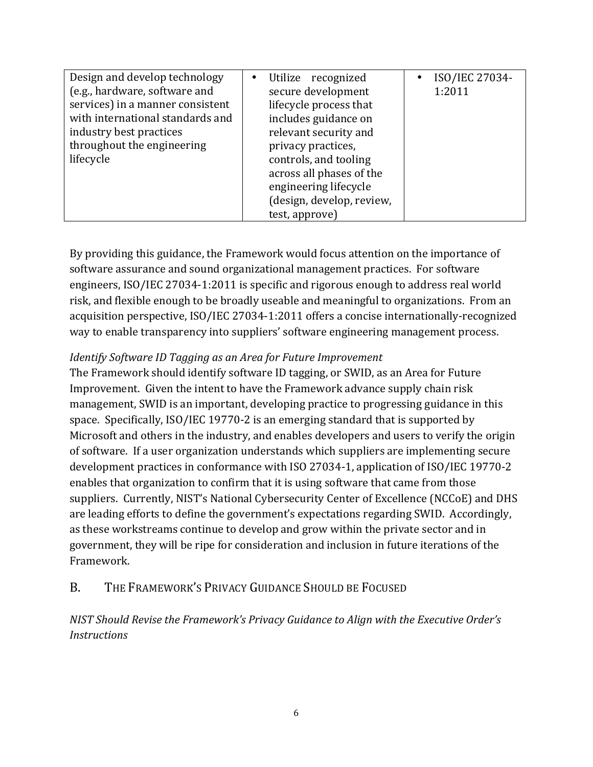| Design and develop technology (e.g., hardware, software and services) in a manner consistent with international standards and industry best practices throughout the engineering lifecycle | • Utilize recognized secure development lifecycle process that includes guidance on relevant security and privacy practices, controls, and tooling across all phases of the engineering lifecycle (design, develop, review, test, approve) | • ISO/IEC 27034-1:2011 |
|---|---|---|

By providing this guidance, the Framework would focus attention on the importance of software assurance and sound organizational management practices. For software engineers, ISO/IEC 27034-1:2011 is specific and rigorous enough to address real world risk, and flexible enough to be broadly useable and meaningful to organizations. From an acquisition perspective, ISO/IEC 27034-1:2011 offers a concise internationally-recognized way to enable transparency into suppliers' software engineering management process.

*Identify Software ID Tagging as an Area for Future Improvement*

The Framework should identify software ID tagging, or SWID, as an Area for Future Improvement. Given the intent to have the Framework advance supply chain risk management, SWID is an important, developing practice to progressing guidance in this space. Specifically, ISO/IEC 19770-2 is an emerging standard that is supported by Microsoft and others in the industry, and enables developers and users to verify the origin of software. If a user organization understands which suppliers are implementing secure development practices in conformance with ISO 27034-1, application of ISO/IEC 19770-2 enables that organization to confirm that it is using software that came from those suppliers. Currently, NIST's National Cybersecurity Center of Excellence (NCCoE) and DHS are leading efforts to define the government's expectations regarding SWID. Accordingly, as these workstreams continue to develop and grow within the private sector and in government, they will be ripe for consideration and inclusion in future iterations of the Framework.

## B. The Framework's Privacy Guidance Should be Focused

*NIST Should Revise the Framework's Privacy Guidance to Align with the Executive Order's Instructions*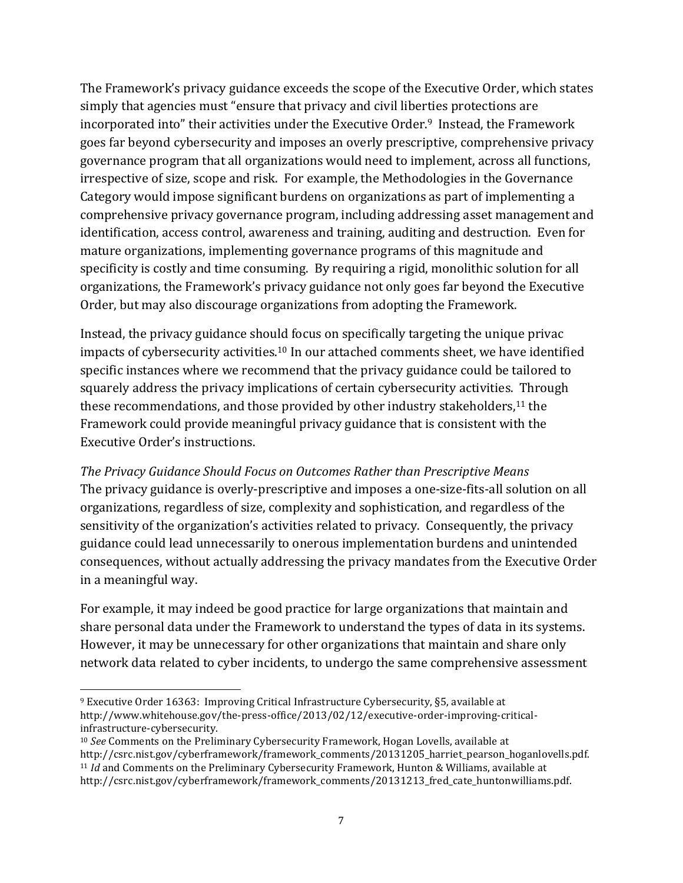The Framework's privacy guidance exceeds the scope of the Executive Order, which states simply that agencies must "ensure that privacy and civil liberties protections are incorporated into" their activities under the Executive Order.[9] Instead, the Framework goes far beyond cybersecurity and imposes an overly prescriptive, comprehensive privacy governance program that all organizations would need to implement, across all functions, irrespective of size, scope and risk. For example, the Methodologies in the Governance Category would impose significant burdens on organizations as part of implementing a comprehensive privacy governance program, including addressing asset management and identification, access control, awareness and training, auditing and destruction. Even for mature organizations, implementing governance programs of this magnitude and specificity is costly and time consuming. By requiring a rigid, monolithic solution for all organizations, the Framework's privacy guidance not only goes far beyond the Executive Order, but may also discourage organizations from adopting the Framework.

Instead, the privacy guidance should focus on specifically targeting the unique privac impacts of cybersecurity activities.[10] In our attached comments sheet, we have identified specific instances where we recommend that the privacy guidance could be tailored to squarely address the privacy implications of certain cybersecurity activities. Through these recommendations, and those provided by other industry stakeholders,[11] the Framework could provide meaningful privacy guidance that is consistent with the Executive Order's instructions.

*The Privacy Guidance Should Focus on Outcomes Rather than Prescriptive Means*

The privacy guidance is overly-prescriptive and imposes a one-size-fits-all solution on all organizations, regardless of size, complexity and sophistication, and regardless of the sensitivity of the organization's activities related to privacy. Consequently, the privacy guidance could lead unnecessarily to onerous implementation burdens and unintended consequences, without actually addressing the privacy mandates from the Executive Order in a meaningful way.

For example, it may indeed be good practice for large organizations that maintain and share personal data under the Framework to understand the types of data in its systems. However, it may be unnecessary for other organizations that maintain and share only network data related to cyber incidents, to undergo the same comprehensive assessment

---

[9] Executive Order 16363: Improving Critical Infrastructure Cybersecurity, §5, available at http://www.whitehouse.gov/the-press-office/2013/02/12/executive-order-improving-critical-infrastructure-cybersecurity.

[10] *See* Comments on the Preliminary Cybersecurity Framework, Hogan Lovells, available at http://csrc.nist.gov/cyberframework/framework_comments/20131205_harriet_pearson_hoganlovells.pdf.

[11] *Id* and Comments on the Preliminary Cybersecurity Framework, Hunton & Williams, available at http://csrc.nist.gov/cyberframework/framework_comments/20131213_fred_cate_huntonwilliams.pdf.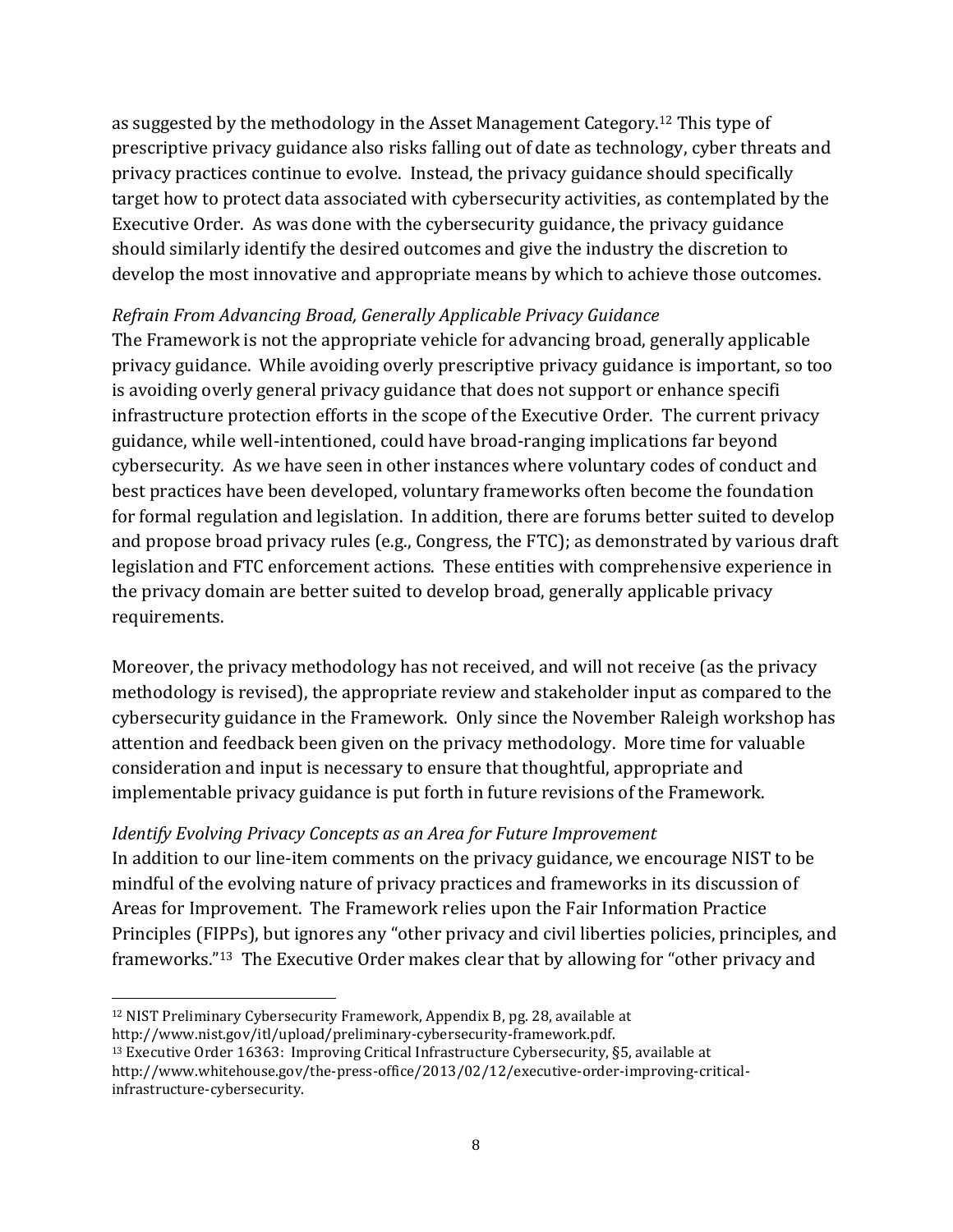as suggested by the methodology in the Asset Management Category.[12] This type of prescriptive privacy guidance also risks falling out of date as technology, cyber threats and privacy practices continue to evolve. Instead, the privacy guidance should specifically target how to protect data associated with cybersecurity activities, as contemplated by the Executive Order. As was done with the cybersecurity guidance, the privacy guidance should similarly identify the desired outcomes and give the industry the discretion to develop the most innovative and appropriate means by which to achieve those outcomes.

*Refrain From Advancing Broad, Generally Applicable Privacy Guidance*
The Framework is not the appropriate vehicle for advancing broad, generally applicable privacy guidance. While avoiding overly prescriptive privacy guidance is important, so too is avoiding overly general privacy guidance that does not support or enhance specifi infrastructure protection efforts in the scope of the Executive Order. The current privacy guidance, while well-intentioned, could have broad-ranging implications far beyond cybersecurity. As we have seen in other instances where voluntary codes of conduct and best practices have been developed, voluntary frameworks often become the foundation for formal regulation and legislation. In addition, there are forums better suited to develop and propose broad privacy rules (e.g., Congress, the FTC); as demonstrated by various draft legislation and FTC enforcement actions. These entities with comprehensive experience in the privacy domain are better suited to develop broad, generally applicable privacy requirements.

Moreover, the privacy methodology has not received, and will not receive (as the privacy methodology is revised), the appropriate review and stakeholder input as compared to the cybersecurity guidance in the Framework. Only since the November Raleigh workshop has attention and feedback been given on the privacy methodology. More time for valuable consideration and input is necessary to ensure that thoughtful, appropriate and implementable privacy guidance is put forth in future revisions of the Framework.

*Identify Evolving Privacy Concepts as an Area for Future Improvement*
In addition to our line-item comments on the privacy guidance, we encourage NIST to be mindful of the evolving nature of privacy practices and frameworks in its discussion of Areas for Improvement. The Framework relies upon the Fair Information Practice Principles (FIPPs), but ignores any "other privacy and civil liberties policies, principles, and frameworks."[13] The Executive Order makes clear that by allowing for "other privacy and

---

[12] NIST Preliminary Cybersecurity Framework, Appendix B, pg. 28, available at http://www.nist.gov/itl/upload/preliminary-cybersecurity-framework.pdf.

[13] Executive Order 16363: Improving Critical Infrastructure Cybersecurity, §5, available at http://www.whitehouse.gov/the-press-office/2013/02/12/executive-order-improving-critical-infrastructure-cybersecurity.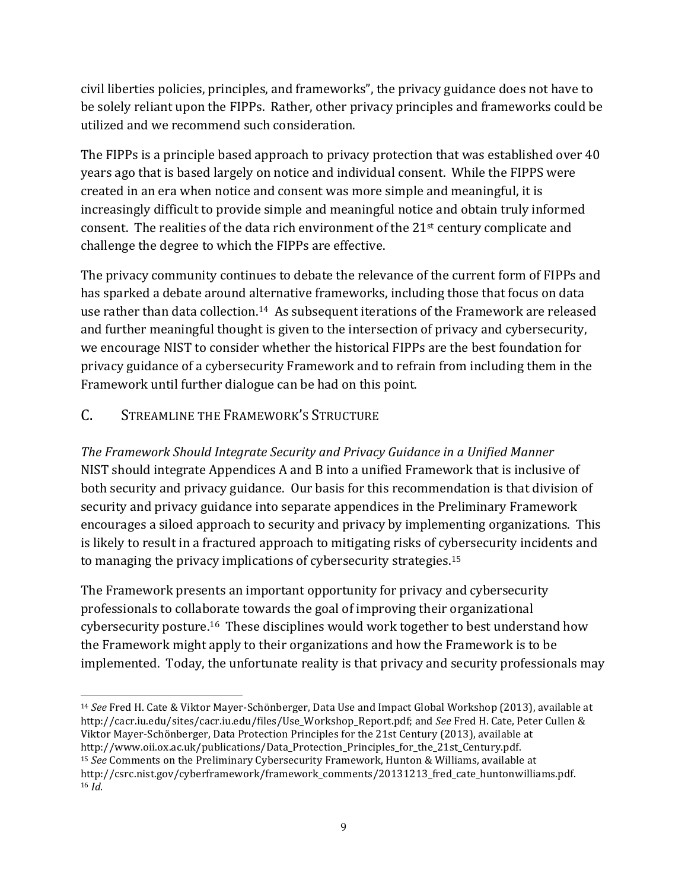civil liberties policies, principles, and frameworks", the privacy guidance does not have to be solely reliant upon the FIPPs. Rather, other privacy principles and frameworks could be utilized and we recommend such consideration.

The FIPPs is a principle based approach to privacy protection that was established over 40 years ago that is based largely on notice and individual consent. While the FIPPS were created in an era when notice and consent was more simple and meaningful, it is increasingly difficult to provide simple and meaningful notice and obtain truly informed consent. The realities of the data rich environment of the 21st century complicate and challenge the degree to which the FIPPs are effective.

The privacy community continues to debate the relevance of the current form of FIPPs and has sparked a debate around alternative frameworks, including those that focus on data use rather than data collection.[14] As subsequent iterations of the Framework are released and further meaningful thought is given to the intersection of privacy and cybersecurity, we encourage NIST to consider whether the historical FIPPs are the best foundation for privacy guidance of a cybersecurity Framework and to refrain from including them in the Framework until further dialogue can be had on this point.

## C. Streamline the Framework's Structure

*The Framework Should Integrate Security and Privacy Guidance in a Unified Manner*
NIST should integrate Appendices A and B into a unified Framework that is inclusive of both security and privacy guidance. Our basis for this recommendation is that division of security and privacy guidance into separate appendices in the Preliminary Framework encourages a siloed approach to security and privacy by implementing organizations. This is likely to result in a fractured approach to mitigating risks of cybersecurity incidents and to managing the privacy implications of cybersecurity strategies.[15]

The Framework presents an important opportunity for privacy and cybersecurity professionals to collaborate towards the goal of improving their organizational cybersecurity posture.[16] These disciplines would work together to best understand how the Framework might apply to their organizations and how the Framework is to be implemented. Today, the unfortunate reality is that privacy and security professionals may

---

[14] *See* Fred H. Cate & Viktor Mayer-Schönberger, Data Use and Impact Global Workshop (2013), available at http://cacr.iu.edu/sites/cacr.iu.edu/files/Use_Workshop_Report.pdf; and *See* Fred H. Cate, Peter Cullen & Viktor Mayer-Schönberger, Data Protection Principles for the 21st Century (2013), available at http://www.oii.ox.ac.uk/publications/Data_Protection_Principles_for_the_21st_Century.pdf.

[15] *See* Comments on the Preliminary Cybersecurity Framework, Hunton & Williams, available at http://csrc.nist.gov/cyberframework/framework_comments/20131213_fred_cate_huntonwilliams.pdf.

[16] *Id.*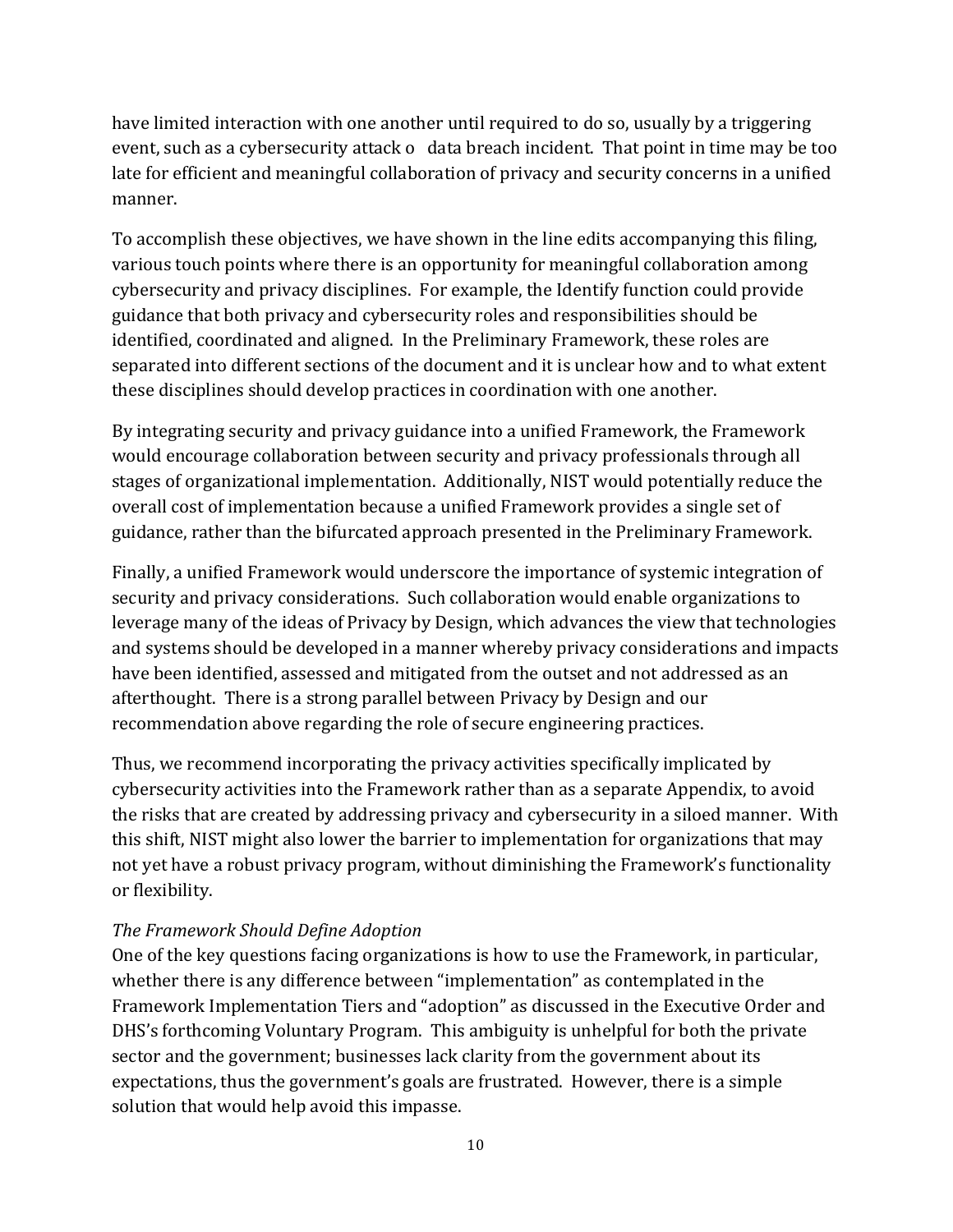have limited interaction with one another until required to do so, usually by a triggering event, such as a cybersecurity attack o data breach incident. That point in time may be too late for efficient and meaningful collaboration of privacy and security concerns in a unified manner.

To accomplish these objectives, we have shown in the line edits accompanying this filing, various touch points where there is an opportunity for meaningful collaboration among cybersecurity and privacy disciplines. For example, the Identify function could provide guidance that both privacy and cybersecurity roles and responsibilities should be identified, coordinated and aligned. In the Preliminary Framework, these roles are separated into different sections of the document and it is unclear how and to what extent these disciplines should develop practices in coordination with one another.

By integrating security and privacy guidance into a unified Framework, the Framework would encourage collaboration between security and privacy professionals through all stages of organizational implementation. Additionally, NIST would potentially reduce the overall cost of implementation because a unified Framework provides a single set of guidance, rather than the bifurcated approach presented in the Preliminary Framework.

Finally, a unified Framework would underscore the importance of systemic integration of security and privacy considerations. Such collaboration would enable organizations to leverage many of the ideas of Privacy by Design, which advances the view that technologies and systems should be developed in a manner whereby privacy considerations and impacts have been identified, assessed and mitigated from the outset and not addressed as an afterthought. There is a strong parallel between Privacy by Design and our recommendation above regarding the role of secure engineering practices.

Thus, we recommend incorporating the privacy activities specifically implicated by cybersecurity activities into the Framework rather than as a separate Appendix, to avoid the risks that are created by addressing privacy and cybersecurity in a siloed manner. With this shift, NIST might also lower the barrier to implementation for organizations that may not yet have a robust privacy program, without diminishing the Framework's functionality or flexibility.

*The Framework Should Define Adoption*

One of the key questions facing organizations is how to use the Framework, in particular, whether there is any difference between "implementation" as contemplated in the Framework Implementation Tiers and "adoption" as discussed in the Executive Order and DHS's forthcoming Voluntary Program. This ambiguity is unhelpful for both the private sector and the government; businesses lack clarity from the government about its expectations, thus the government's goals are frustrated. However, there is a simple solution that would help avoid this impasse.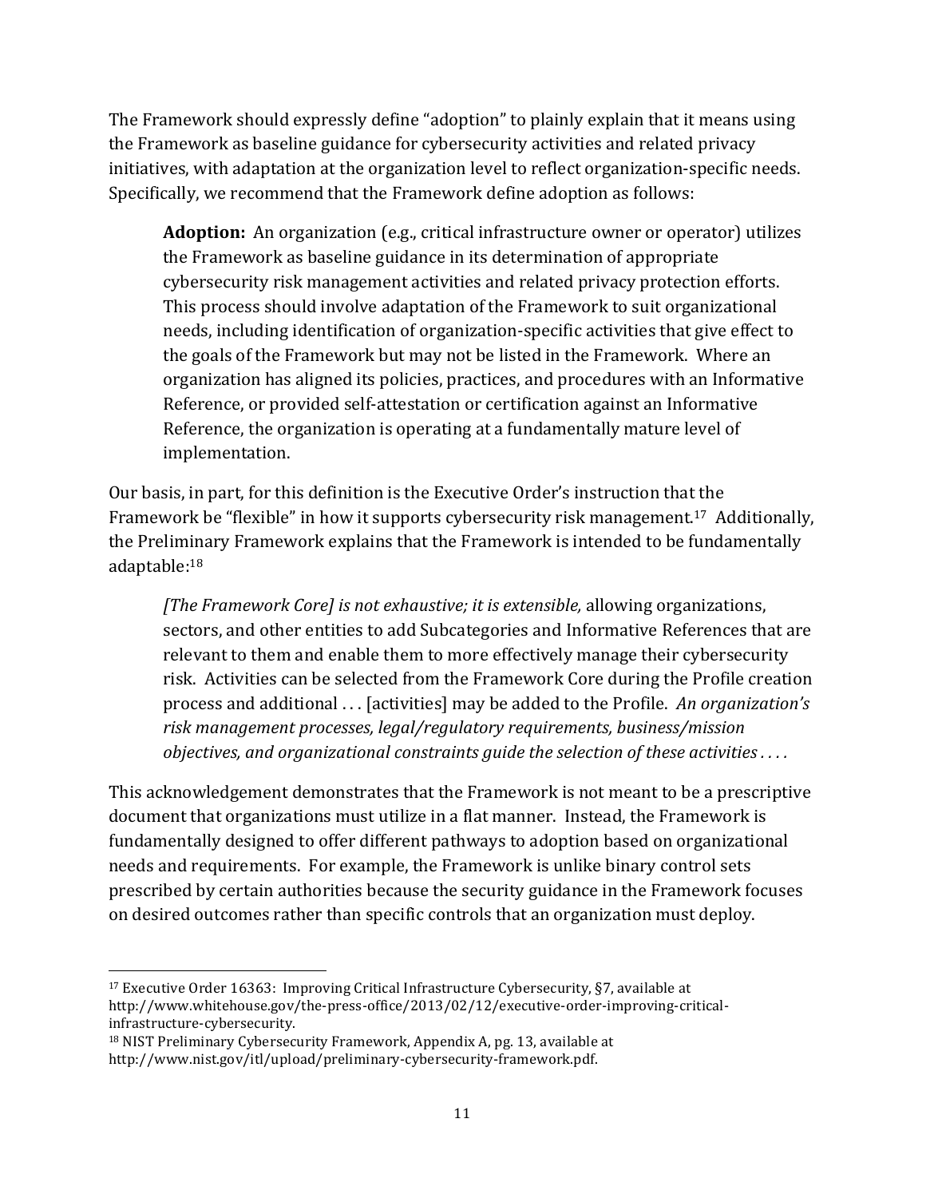The Framework should expressly define "adoption" to plainly explain that it means using the Framework as baseline guidance for cybersecurity activities and related privacy initiatives, with adaptation at the organization level to reflect organization-specific needs. Specifically, we recommend that the Framework define adoption as follows:

> **Adoption:** An organization (e.g., critical infrastructure owner or operator) utilizes the Framework as baseline guidance in its determination of appropriate cybersecurity risk management activities and related privacy protection efforts. This process should involve adaptation of the Framework to suit organizational needs, including identification of organization-specific activities that give effect to the goals of the Framework but may not be listed in the Framework. Where an organization has aligned its policies, practices, and procedures with an Informative Reference, or provided self-attestation or certification against an Informative Reference, the organization is operating at a fundamentally mature level of implementation.

Our basis, in part, for this definition is the Executive Order's instruction that the Framework be "flexible" in how it supports cybersecurity risk management.[17] Additionally, the Preliminary Framework explains that the Framework is intended to be fundamentally adaptable:[18]

> *[The Framework Core] is not exhaustive; it is extensible,* allowing organizations, sectors, and other entities to add Subcategories and Informative References that are relevant to them and enable them to more effectively manage their cybersecurity risk. Activities can be selected from the Framework Core during the Profile creation process and additional . . . [activities] may be added to the Profile. *An organization's risk management processes, legal/regulatory requirements, business/mission objectives, and organizational constraints guide the selection of these activities . . . .*

This acknowledgement demonstrates that the Framework is not meant to be a prescriptive document that organizations must utilize in a flat manner. Instead, the Framework is fundamentally designed to offer different pathways to adoption based on organizational needs and requirements. For example, the Framework is unlike binary control sets prescribed by certain authorities because the security guidance in the Framework focuses on desired outcomes rather than specific controls that an organization must deploy.

---

[17] Executive Order 16363: Improving Critical Infrastructure Cybersecurity, §7, available at http://www.whitehouse.gov/the-press-office/2013/02/12/executive-order-improving-critical-infrastructure-cybersecurity.

[18] NIST Preliminary Cybersecurity Framework, Appendix A, pg. 13, available at http://www.nist.gov/itl/upload/preliminary-cybersecurity-framework.pdf.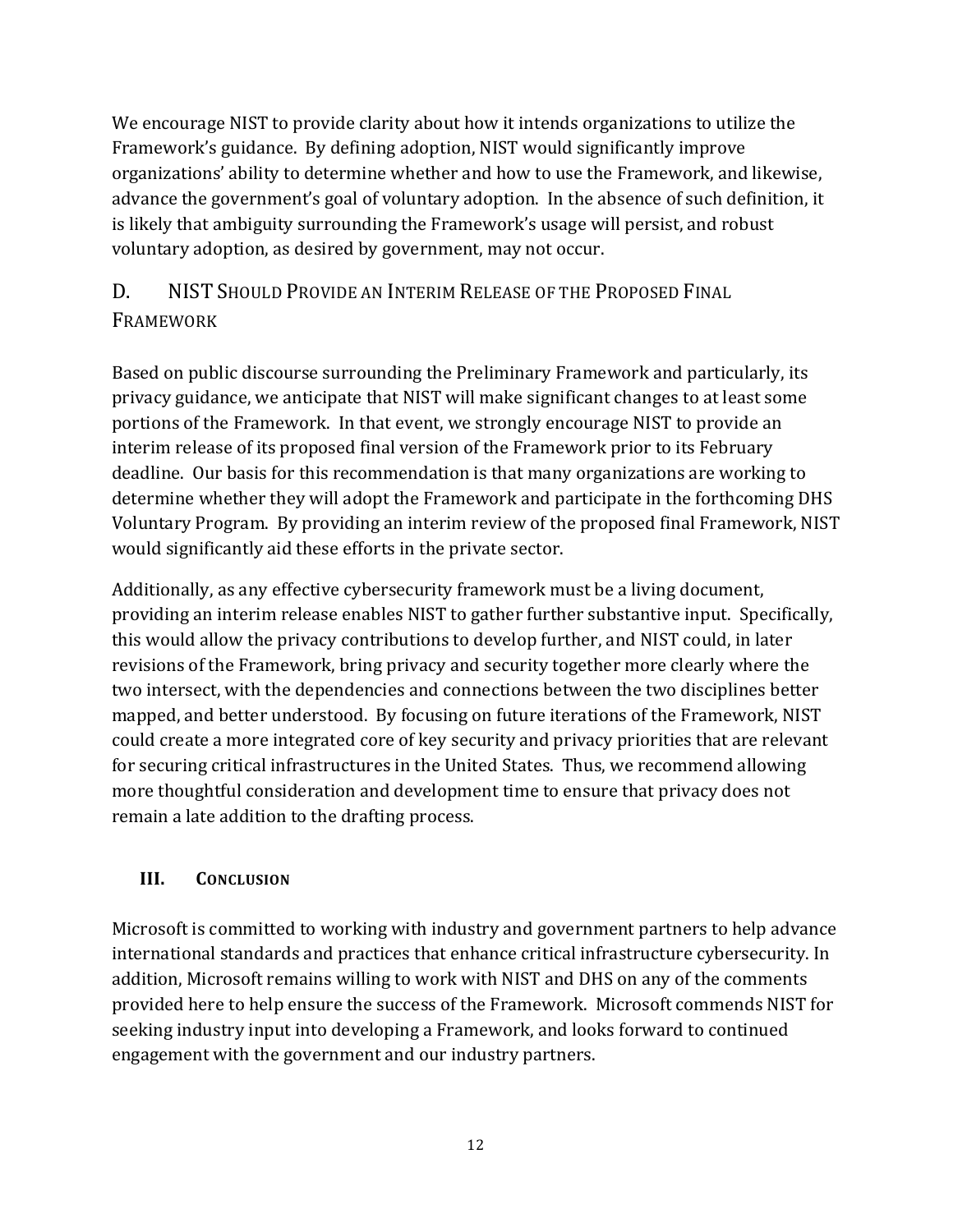We encourage NIST to provide clarity about how it intends organizations to utilize the Framework's guidance. By defining adoption, NIST would significantly improve organizations' ability to determine whether and how to use the Framework, and likewise, advance the government's goal of voluntary adoption. In the absence of such definition, it is likely that ambiguity surrounding the Framework's usage will persist, and robust voluntary adoption, as desired by government, may not occur.

### D. NIST Should Provide an Interim Release of the Proposed Final Framework

Based on public discourse surrounding the Preliminary Framework and particularly, its privacy guidance, we anticipate that NIST will make significant changes to at least some portions of the Framework. In that event, we strongly encourage NIST to provide an interim release of its proposed final version of the Framework prior to its February deadline. Our basis for this recommendation is that many organizations are working to determine whether they will adopt the Framework and participate in the forthcoming DHS Voluntary Program. By providing an interim review of the proposed final Framework, NIST would significantly aid these efforts in the private sector.

Additionally, as any effective cybersecurity framework must be a living document, providing an interim release enables NIST to gather further substantive input. Specifically, this would allow the privacy contributions to develop further, and NIST could, in later revisions of the Framework, bring privacy and security together more clearly where the two intersect, with the dependencies and connections between the two disciplines better mapped, and better understood. By focusing on future iterations of the Framework, NIST could create a more integrated core of key security and privacy priorities that are relevant for securing critical infrastructures in the United States. Thus, we recommend allowing more thoughtful consideration and development time to ensure that privacy does not remain a late addition to the drafting process.

## III. Conclusion

Microsoft is committed to working with industry and government partners to help advance international standards and practices that enhance critical infrastructure cybersecurity. In addition, Microsoft remains willing to work with NIST and DHS on any of the comments provided here to help ensure the success of the Framework. Microsoft commends NIST for seeking industry input into developing a Framework, and looks forward to continued engagement with the government and our industry partners.